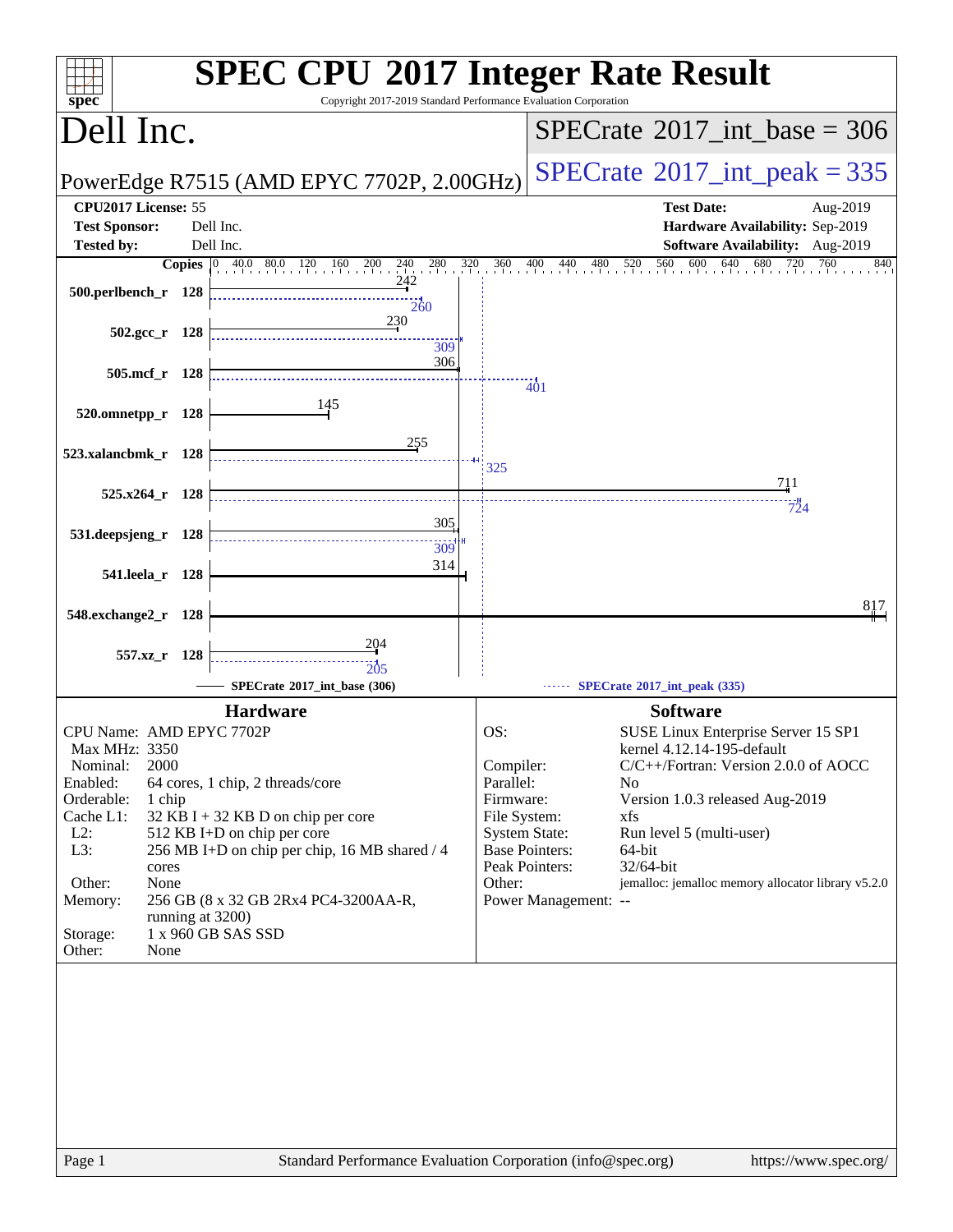# SPEC CPU 2017 Integer Rate Result

Copyright 2017-2019 Standard Performance Evaluation Corporation

## Dell Inc.

PowerEdge R7515 (AMD EPYC 7702P, 2.00GHz)

**SPECrate 2017_int_base = 306**

**SPECrate 2017_int_peak = 335**

| | | | |
|---|---|---|---|
| **CPU2017 License:** | 55 | **Test Date:** | Aug-2019 |
| **Test Sponsor:** | Dell Inc. | **Hardware Availability:** | Sep-2019 |
| **Tested by:** | Dell Inc. | **Software Availability:** | Aug-2019 |

| Benchmark | Copies | Base | Peak |
|---|---|---|---|
| 500.perlbench_r | 128 | 242 | 260 |
| 502.gcc_r | 128 | 230 | 309 |
| 505.mcf_r | 128 | 306 | 401 |
| 520.omnetpp_r | 128 | 145 | |
| 523.xalancbmk_r | 128 | 255 | 325 |
| 525.x264_r | 128 | 711 | 724 |
| 531.deepsjeng_r | 128 | 305 | 309 |
| 541.leela_r | 128 | 314 | |
| 548.exchange2_r | 128 | 817 | |
| 557.xz_r | 128 | 204 | 205 |

SPECrate 2017_int_base (306) — SPECrate 2017_int_peak (335)

### Hardware

| | |
|---|---|
| CPU Name: | AMD EPYC 7702P |
| Max MHz: | 3350 |
| Nominal: | 2000 |
| Enabled: | 64 cores, 1 chip, 2 threads/core |
| Orderable: | 1 chip |
| Cache L1: | 32 KB I + 32 KB D on chip per core |
| L2: | 512 KB I+D on chip per core |
| L3: | 256 MB I+D on chip per chip, 16 MB shared / 4 cores |
| Other: | None |
| Memory: | 256 GB (8 x 32 GB 2Rx4 PC4-3200AA-R, running at 3200) |
| Storage: | 1 x 960 GB SAS SSD |
| Other: | None |

### Software

| | |
|---|---|
| OS: | SUSE Linux Enterprise Server 15 SP1 kernel 4.12.14-195-default |
| Compiler: | C/C++/Fortran: Version 2.0.0 of AOCC |
| Parallel: | No |
| Firmware: | Version 1.0.3 released Aug-2019 |
| File System: | xfs |
| System State: | Run level 5 (multi-user) |
| Base Pointers: | 64-bit |
| Peak Pointers: | 32/64-bit |
| Other: | jemalloc: jemalloc memory allocator library v5.2.0 |
| Power Management: | -- |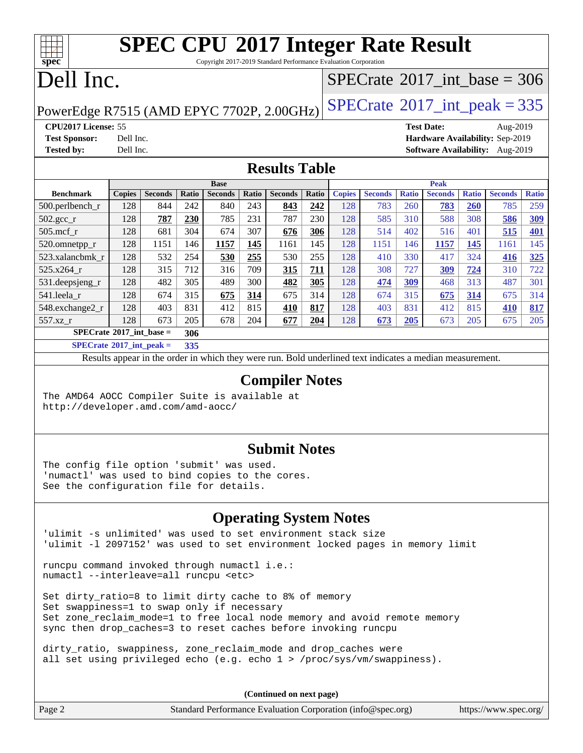# SPEC CPU 2017 Integer Rate Result

Copyright 2017-2019 Standard Performance Evaluation Corporation

# Dell Inc.

PowerEdge R7515 (AMD EPYC 7702P, 2.00GHz)

SPECrate 2017_int_base = 306

SPECrate 2017_int_peak = 335

**CPU2017 License:** 55
**Test Sponsor:** Dell Inc.
**Tested by:** Dell Inc.

**Test Date:** Aug-2019
**Hardware Availability:** Sep-2019
**Software Availability:** Aug-2019

## Results Table

| Benchmark | Base | | | | | | | Peak | | | | | | |
|---|---|---|---|---|---|---|---|---|---|---|---|---|---|---|
| | Copies | Seconds | Ratio | Seconds | Ratio | Seconds | Ratio | Copies | Seconds | Ratio | Seconds | Ratio | Seconds | Ratio |
| 500.perlbench_r | 128 | 844 | 242 | 840 | 243 | **843** | **242** | 128 | 783 | 260 | **783** | **260** | 785 | 259 |
| 502.gcc_r | 128 | **787** | **230** | 785 | 231 | 787 | 230 | 128 | 585 | 310 | 588 | 308 | **586** | **309** |
| 505.mcf_r | 128 | 681 | 304 | 674 | 307 | **676** | **306** | 128 | 514 | 402 | 516 | 401 | **515** | **401** |
| 520.omnetpp_r | 128 | 1151 | 146 | **1157** | **145** | 1161 | 145 | 128 | 1151 | 146 | **1157** | **145** | 1161 | 145 |
| 523.xalancbmk_r | 128 | 532 | 254 | **530** | **255** | 530 | 255 | 128 | 410 | 330 | 417 | 324 | **416** | **325** |
| 525.x264_r | 128 | 315 | 712 | 316 | 709 | **315** | **711** | 128 | 308 | 727 | **309** | **724** | 310 | 722 |
| 531.deepsjeng_r | 128 | 482 | 305 | 489 | 300 | **482** | **305** | 128 | **474** | **309** | 468 | 313 | 487 | 301 |
| 541.leela_r | 128 | 674 | 315 | **675** | **314** | 675 | 314 | 128 | 674 | 315 | **675** | **314** | 675 | 314 |
| 548.exchange2_r | 128 | 403 | 831 | 412 | 815 | **410** | **817** | 128 | 403 | 831 | 412 | 815 | **410** | **817** |
| 557.xz_r | 128 | 673 | 205 | 678 | 204 | **677** | **204** | 128 | **673** | **205** | 673 | 205 | 675 | 205 |

**SPECrate 2017_int_base = 306**

**SPECrate 2017_int_peak = 335**

Results appear in the order in which they were run. Bold underlined text indicates a median measurement.

## Compiler Notes

```
The AMD64 AOCC Compiler Suite is available at
http://developer.amd.com/amd-aocc/
```

## Submit Notes

```
The config file option 'submit' was used.
'numactl' was used to bind copies to the cores.
See the configuration file for details.
```

## Operating System Notes

```
'ulimit -s unlimited' was used to set environment stack size
'ulimit -l 2097152' was used to set environment locked pages in memory limit

runcpu command invoked through numactl i.e.:
numactl --interleave=all runcpu <etc>

Set dirty_ratio=8 to limit dirty cache to 8% of memory
Set swappiness=1 to swap only if necessary
Set zone_reclaim_mode=1 to free local node memory and avoid remote memory
sync then drop_caches=3 to reset caches before invoking runcpu

dirty_ratio, swappiness, zone_reclaim_mode and drop_caches were
all set using privileged echo (e.g. echo 1 > /proc/sys/vm/swappiness).
```

**(Continued on next page)**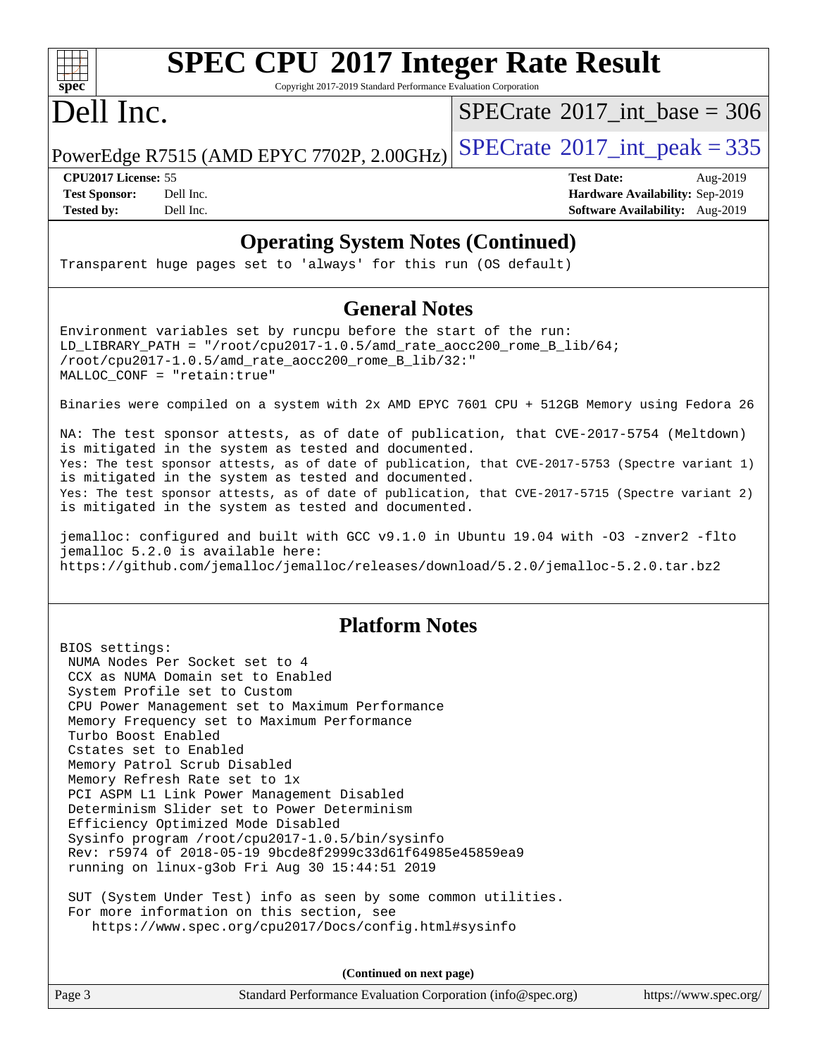## Operating System Notes (Continued)

```
Transparent huge pages set to 'always' for this run (OS default)
```

## General Notes

```
Environment variables set by runcpu before the start of the run:
LD_LIBRARY_PATH = "/root/cpu2017-1.0.5/amd_rate_aocc200_rome_B_lib/64;
/root/cpu2017-1.0.5/amd_rate_aocc200_rome_B_lib/32:"
MALLOC_CONF = "retain:true"

Binaries were compiled on a system with 2x AMD EPYC 7601 CPU + 512GB Memory using Fedora 26

NA: The test sponsor attests, as of date of publication, that CVE-2017-5754 (Meltdown)
is mitigated in the system as tested and documented.
Yes: The test sponsor attests, as of date of publication, that CVE-2017-5753 (Spectre variant 1)
is mitigated in the system as tested and documented.
Yes: The test sponsor attests, as of date of publication, that CVE-2017-5715 (Spectre variant 2)
is mitigated in the system as tested and documented.

jemalloc: configured and built with GCC v9.1.0 in Ubuntu 19.04 with -O3 -znver2 -flto
jemalloc 5.2.0 is available here:
https://github.com/jemalloc/jemalloc/releases/download/5.2.0/jemalloc-5.2.0.tar.bz2
```

## Platform Notes

```
BIOS settings:
 NUMA Nodes Per Socket set to 4
 CCX as NUMA Domain set to Enabled
 System Profile set to Custom
 CPU Power Management set to Maximum Performance
 Memory Frequency set to Maximum Performance
 Turbo Boost Enabled
 Cstates set to Enabled
 Memory Patrol Scrub Disabled
 Memory Refresh Rate set to 1x
 PCI ASPM L1 Link Power Management Disabled
 Determinism Slider set to Power Determinism
 Efficiency Optimized Mode Disabled
 Sysinfo program /root/cpu2017-1.0.5/bin/sysinfo
 Rev: r5974 of 2018-05-19 9bcde8f2999c33d61f64985e45859ea9
 running on linux-g3ob Fri Aug 30 15:44:51 2019

 SUT (System Under Test) info as seen by some common utilities.
 For more information on this section, see
    https://www.spec.org/cpu2017/Docs/config.html#sysinfo
```

**(Continued on next page)**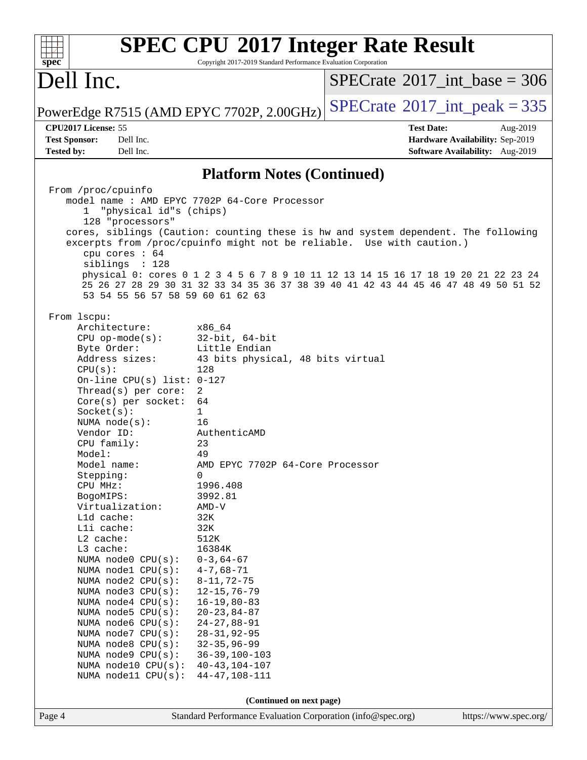# SPEC CPU 2017 Integer Rate Result

Copyright 2017-2019 Standard Performance Evaluation Corporation

# Dell Inc.

PowerEdge R7515 (AMD EPYC 7702P, 2.00GHz)

SPECrate 2017_int_base = 306

SPECrate 2017_int_peak = 335

**CPU2017 License:** 55
**Test Sponsor:** Dell Inc.
**Tested by:** Dell Inc.

**Test Date:** Aug-2019
**Hardware Availability:** Sep-2019
**Software Availability:** Aug-2019

## Platform Notes (Continued)

```
From /proc/cpuinfo
   model name : AMD EPYC 7702P 64-Core Processor
      1  "physical id"s (chips)
      128 "processors"
   cores, siblings (Caution: counting these is hw and system dependent. The following
   excerpts from /proc/cpuinfo might not be reliable.  Use with caution.)
      cpu cores : 64
      siblings  : 128
      physical 0: cores 0 1 2 3 4 5 6 7 8 9 10 11 12 13 14 15 16 17 18 19 20 21 22 23 24
      25 26 27 28 29 30 31 32 33 34 35 36 37 38 39 40 41 42 43 44 45 46 47 48 49 50 51 52
      53 54 55 56 57 58 59 60 61 62 63

From lscpu:
     Architecture:          x86_64
     CPU op-mode(s):        32-bit, 64-bit
     Byte Order:            Little Endian
     Address sizes:         43 bits physical, 48 bits virtual
     CPU(s):                128
     On-line CPU(s) list:   0-127
     Thread(s) per core:    2
     Core(s) per socket:    64
     Socket(s):             1
     NUMA node(s):          16
     Vendor ID:             AuthenticAMD
     CPU family:            23
     Model:                 49
     Model name:            AMD EPYC 7702P 64-Core Processor
     Stepping:              0
     CPU MHz:               1996.408
     BogoMIPS:              3992.81
     Virtualization:        AMD-V
     L1d cache:             32K
     L1i cache:             32K
     L2 cache:              512K
     L3 cache:              16384K
     NUMA node0 CPU(s):     0-3,64-67
     NUMA node1 CPU(s):     4-7,68-71
     NUMA node2 CPU(s):     8-11,72-75
     NUMA node3 CPU(s):     12-15,76-79
     NUMA node4 CPU(s):     16-19,80-83
     NUMA node5 CPU(s):     20-23,84-87
     NUMA node6 CPU(s):     24-27,88-91
     NUMA node7 CPU(s):     28-31,92-95
     NUMA node8 CPU(s):     32-35,96-99
     NUMA node9 CPU(s):     36-39,100-103
     NUMA node10 CPU(s):    40-43,104-107
     NUMA node11 CPU(s):    44-47,108-111
```

(Continued on next page)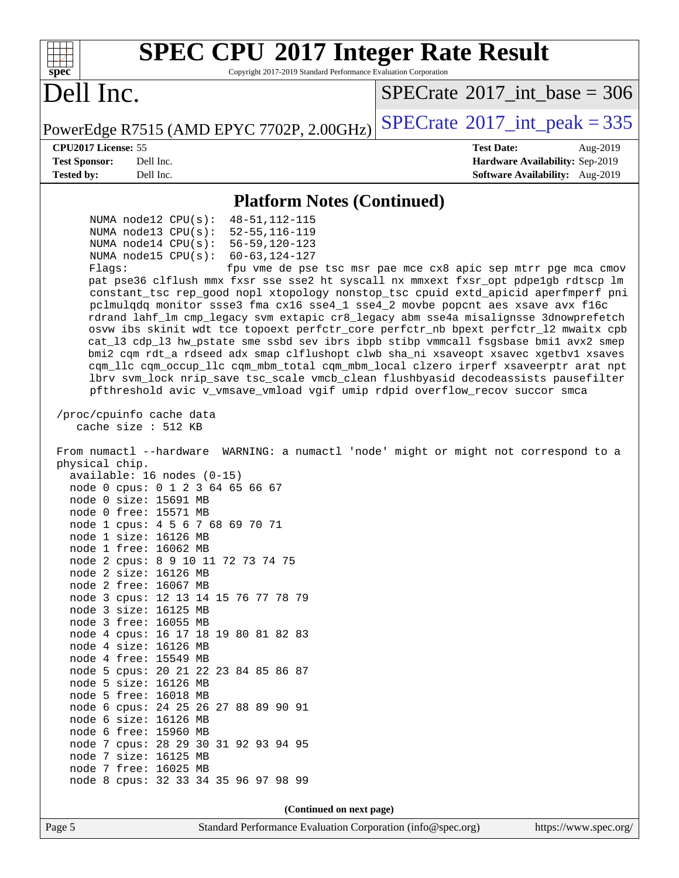## Platform Notes (Continued)

```
      NUMA node12 CPU(s):  48-51,112-115
      NUMA node13 CPU(s):  52-55,116-119
      NUMA node14 CPU(s):  56-59,120-123
      NUMA node15 CPU(s):  60-63,124-127
      Flags:               fpu vme de pse tsc msr pae mce cx8 apic sep mtrr pge mca cmov
      pat pse36 clflush mmx fxsr sse sse2 ht syscall nx mmxext fxsr_opt pdpe1gb rdtscp lm
      constant_tsc rep_good nopl xtopology nonstop_tsc cpuid extd_apicid aperfmperf pni
      pclmulqdq monitor ssse3 fma cx16 sse4_1 sse4_2 movbe popcnt aes xsave avx f16c
      rdrand lahf_lm cmp_legacy svm extapic cr8_legacy abm sse4a misalignsse 3dnowprefetch
      osvw ibs skinit wdt tce topoext perfctr_core perfctr_nb bpext perfctr_l2 mwaitx cpb
      cat_l3 cdp_l3 hw_pstate sme ssbd sev ibrs ibpb stibp vmmcall fsgsbase bmi1 avx2 smep
      bmi2 cqm rdt_a rdseed adx smap clflushopt clwb sha_ni xsaveopt xsavec xgetbv1 xsaves
      cqm_llc cqm_occup_llc cqm_mbm_total cqm_mbm_local clzero irperf xsaveerptr arat npt
      lbrv svm_lock nrip_save tsc_scale vmcb_clean flushbyasid decodeassists pausefilter
      pfthreshold avic v_vmsave_vmload vgif umip rdpid overflow_recov succor smca

 /proc/cpuinfo cache data
    cache size : 512 KB

 From numactl --hardware  WARNING: a numactl 'node' might or might not correspond to a
 physical chip.
   available: 16 nodes (0-15)
   node 0 cpus: 0 1 2 3 64 65 66 67
   node 0 size: 15691 MB
   node 0 free: 15571 MB
   node 1 cpus: 4 5 6 7 68 69 70 71
   node 1 size: 16126 MB
   node 1 free: 16062 MB
   node 2 cpus: 8 9 10 11 72 73 74 75
   node 2 size: 16126 MB
   node 2 free: 16067 MB
   node 3 cpus: 12 13 14 15 76 77 78 79
   node 3 size: 16125 MB
   node 3 free: 16055 MB
   node 4 cpus: 16 17 18 19 80 81 82 83
   node 4 size: 16126 MB
   node 4 free: 15549 MB
   node 5 cpus: 20 21 22 23 84 85 86 87
   node 5 size: 16126 MB
   node 5 free: 16018 MB
   node 6 cpus: 24 25 26 27 88 89 90 91
   node 6 size: 16126 MB
   node 6 free: 15960 MB
   node 7 cpus: 28 29 30 31 92 93 94 95
   node 7 size: 16125 MB
   node 7 free: 16025 MB
   node 8 cpus: 32 33 34 35 96 97 98 99
```

(Continued on next page)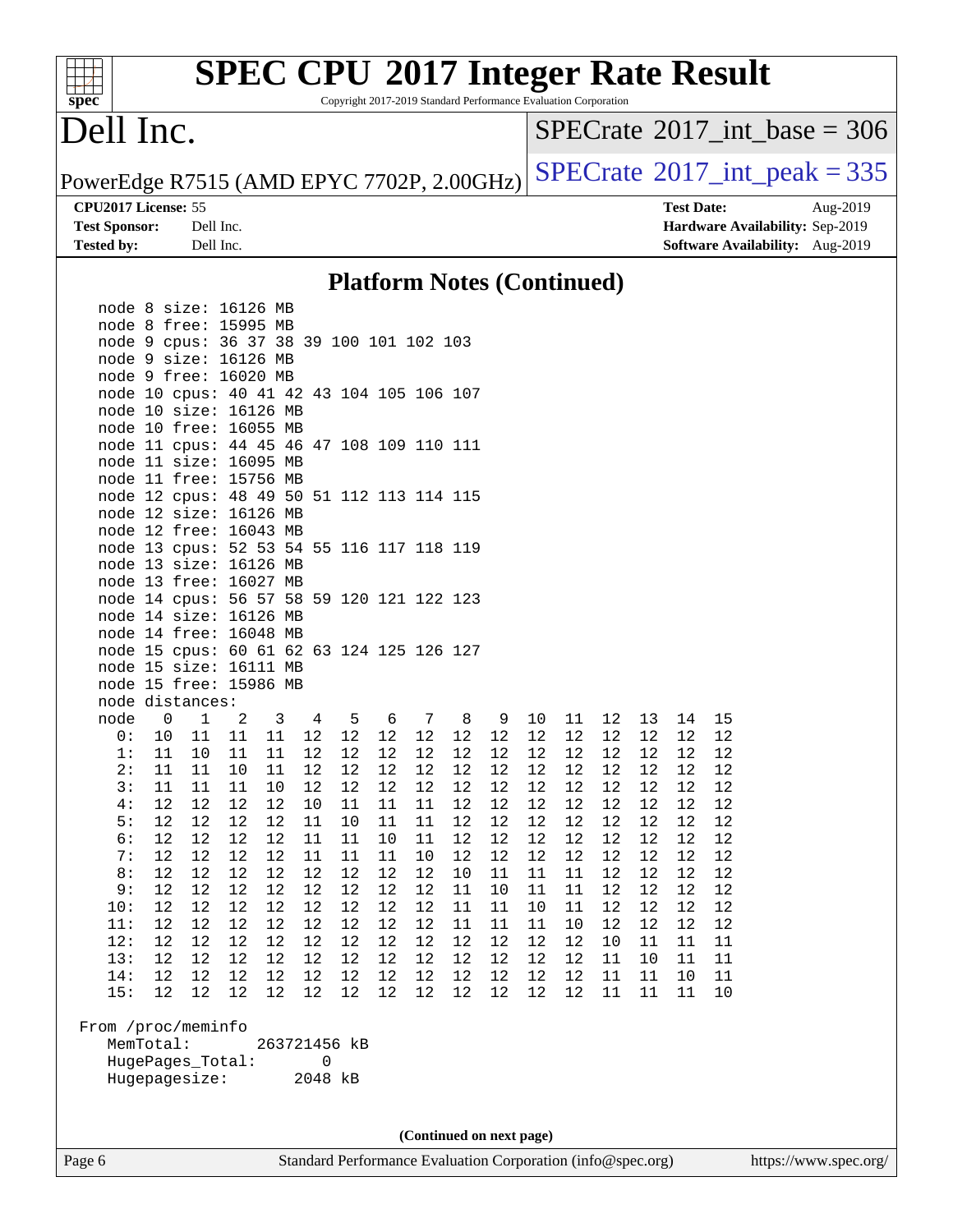## Platform Notes (Continued)

```
    node 8 size: 16126 MB
    node 8 free: 15995 MB
    node 9 cpus: 36 37 38 39 100 101 102 103
    node 9 size: 16126 MB
    node 9 free: 16020 MB
    node 10 cpus: 40 41 42 43 104 105 106 107
    node 10 size: 16126 MB
    node 10 free: 16055 MB
    node 11 cpus: 44 45 46 47 108 109 110 111
    node 11 size: 16095 MB
    node 11 free: 15756 MB
    node 12 cpus: 48 49 50 51 112 113 114 115
    node 12 size: 16126 MB
    node 12 free: 16043 MB
    node 13 cpus: 52 53 54 55 116 117 118 119
    node 13 size: 16126 MB
    node 13 free: 16027 MB
    node 14 cpus: 56 57 58 59 120 121 122 123
    node 14 size: 16126 MB
    node 14 free: 16048 MB
    node 15 cpus: 60 61 62 63 124 125 126 127
    node 15 size: 16111 MB
    node 15 free: 15986 MB
    node distances:
    node   0   1   2   3   4   5   6   7   8   9  10  11  12  13  14  15
      0:  10  11  11  11  12  12  12  12  12  12  12  12  12  12  12  12
      1:  11  10  11  11  12  12  12  12  12  12  12  12  12  12  12  12
      2:  11  11  10  11  12  12  12  12  12  12  12  12  12  12  12  12
      3:  11  11  11  10  12  12  12  12  12  12  12  12  12  12  12  12
      4:  12  12  12  12  10  11  11  11  12  12  12  12  12  12  12  12
      5:  12  12  12  12  11  10  11  11  12  12  12  12  12  12  12  12
      6:  12  12  12  12  11  11  10  11  12  12  12  12  12  12  12  12
      7:  12  12  12  12  11  11  11  10  12  12  12  12  12  12  12  12
      8:  12  12  12  12  12  12  12  12  10  11  11  11  12  12  12  12
      9:  12  12  12  12  12  12  12  12  11  10  11  11  12  12  12  12
     10:  12  12  12  12  12  12  12  12  11  11  10  11  12  12  12  12
     11:  12  12  12  12  12  12  12  12  11  11  11  10  12  12  12  12
     12:  12  12  12  12  12  12  12  12  12  12  12  12  10  11  11  11
     13:  12  12  12  12  12  12  12  12  12  12  12  12  11  10  11  11
     14:  12  12  12  12  12  12  12  12  12  12  12  12  11  11  10  11
     15:  12  12  12  12  12  12  12  12  12  12  12  12  11  11  11  10

 From /proc/meminfo
    MemTotal:       263721456 kB
    HugePages_Total:        0
    Hugepagesize:        2048 kB
```

(Continued on next page)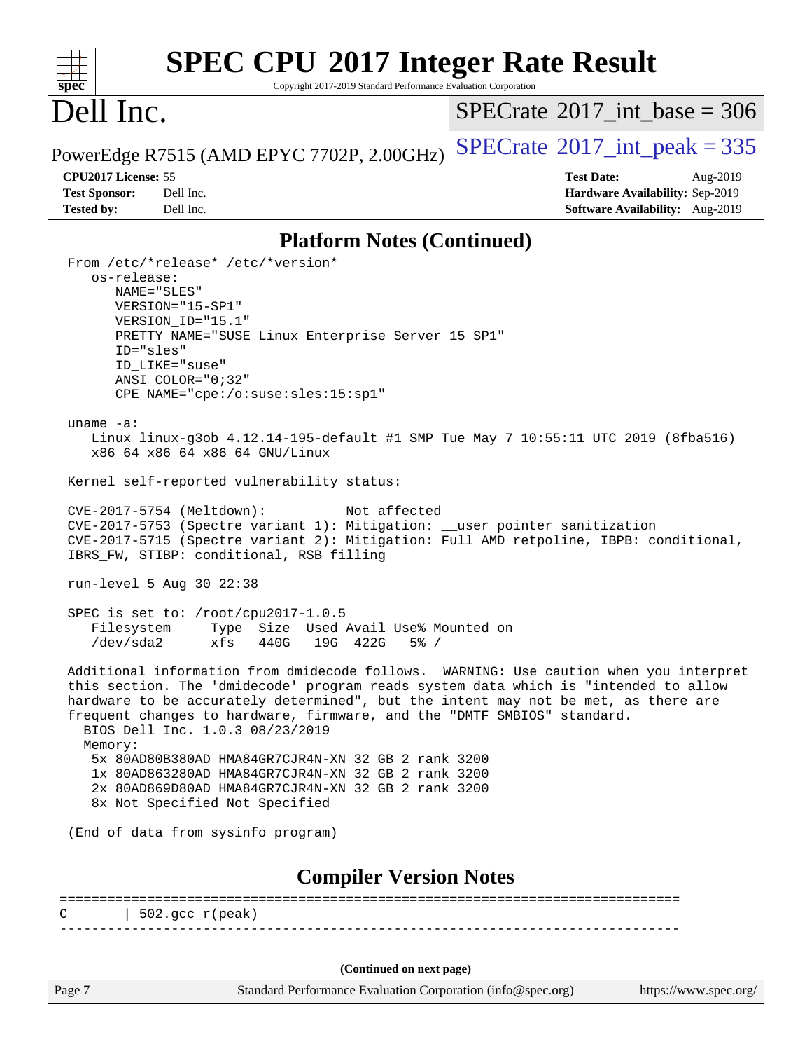# SPEC CPU 2017 Integer Rate Result

Copyright 2017-2019 Standard Performance Evaluation Corporation

## Dell Inc.

PowerEdge R7515 (AMD EPYC 7702P, 2.00GHz)

SPECrate 2017_int_base = 306

SPECrate 2017_int_peak = 335

**CPU2017 License:** 55
**Test Sponsor:** Dell Inc.
**Tested by:** Dell Inc.

**Test Date:** Aug-2019
**Hardware Availability:** Sep-2019
**Software Availability:** Aug-2019

### Platform Notes (Continued)

```
From /etc/*release* /etc/*version*
   os-release:
      NAME="SLES"
      VERSION="15-SP1"
      VERSION_ID="15.1"
      PRETTY_NAME="SUSE Linux Enterprise Server 15 SP1"
      ID="sles"
      ID_LIKE="suse"
      ANSI_COLOR="0;32"
      CPE_NAME="cpe:/o:suse:sles:15:sp1"

uname -a:
   Linux linux-g3ob 4.12.14-195-default #1 SMP Tue May 7 10:55:11 UTC 2019 (8fba516)
   x86_64 x86_64 x86_64 GNU/Linux

Kernel self-reported vulnerability status:

CVE-2017-5754 (Meltdown):          Not affected
CVE-2017-5753 (Spectre variant 1): Mitigation: __user pointer sanitization
CVE-2017-5715 (Spectre variant 2): Mitigation: Full AMD retpoline, IBPB: conditional,
IBRS_FW, STIBP: conditional, RSB filling

run-level 5 Aug 30 22:38

SPEC is set to: /root/cpu2017-1.0.5
   Filesystem     Type  Size  Used Avail Use% Mounted on
   /dev/sda2      xfs   440G   19G  422G   5% /

Additional information from dmidecode follows.  WARNING: Use caution when you interpret
this section. The 'dmidecode' program reads system data which is "intended to allow
hardware to be accurately determined", but the intent may not be met, as there are
frequent changes to hardware, firmware, and the "DMTF SMBIOS" standard.
  BIOS Dell Inc. 1.0.3 08/23/2019
  Memory:
   5x 80AD80B380AD HMA84GR7CJR4N-XN 32 GB 2 rank 3200
   1x 80AD863280AD HMA84GR7CJR4N-XN 32 GB 2 rank 3200
   2x 80AD869D80AD HMA84GR7CJR4N-XN 32 GB 2 rank 3200
   8x Not Specified Not Specified

(End of data from sysinfo program)
```

### Compiler Version Notes

```
==============================================================================
C       | 502.gcc_r(peak)
------------------------------------------------------------------------------
```

(Continued on next page)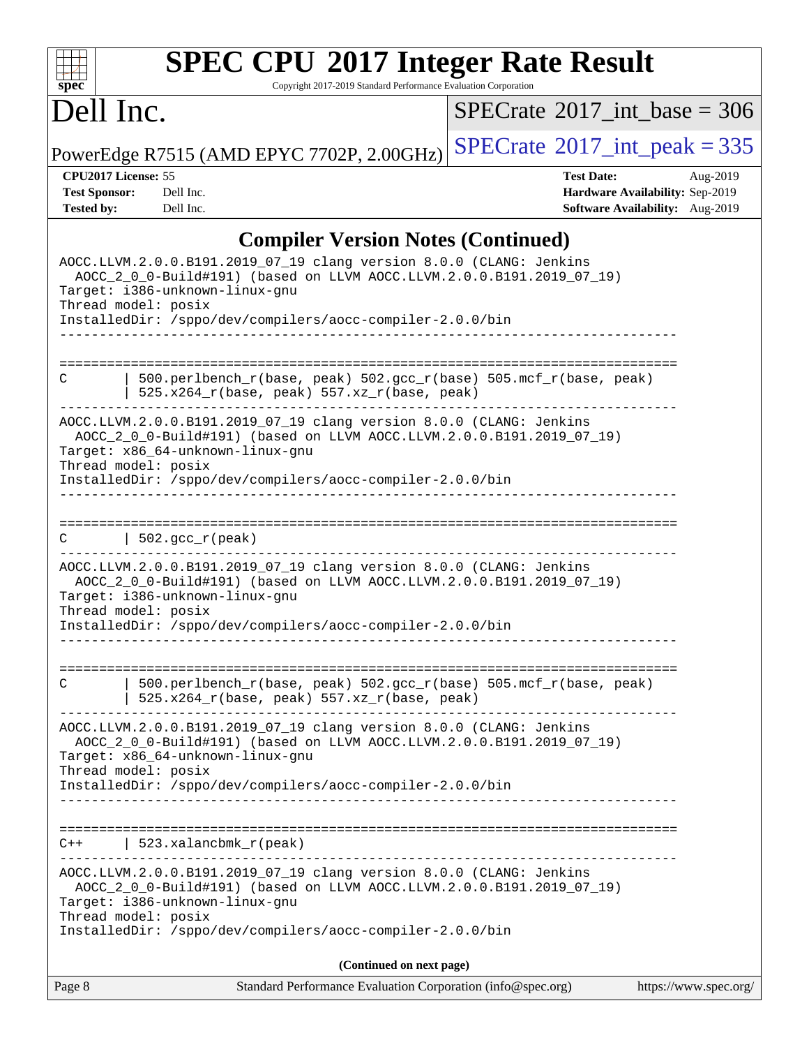## Compiler Version Notes (Continued)

```
AOCC.LLVM.2.0.0.B191.2019_07_19 clang version 8.0.0 (CLANG: Jenkins
  AOCC_2_0_0-Build#191) (based on LLVM AOCC.LLVM.2.0.0.B191.2019_07_19)
Target: i386-unknown-linux-gnu
Thread model: posix
InstalledDir: /sppo/dev/compilers/aocc-compiler-2.0.0/bin
------------------------------------------------------------------------------

==============================================================================
C        | 500.perlbench_r(base, peak) 502.gcc_r(base) 505.mcf_r(base, peak)
         | 525.x264_r(base, peak) 557.xz_r(base, peak)
------------------------------------------------------------------------------
AOCC.LLVM.2.0.0.B191.2019_07_19 clang version 8.0.0 (CLANG: Jenkins
  AOCC_2_0_0-Build#191) (based on LLVM AOCC.LLVM.2.0.0.B191.2019_07_19)
Target: x86_64-unknown-linux-gnu
Thread model: posix
InstalledDir: /sppo/dev/compilers/aocc-compiler-2.0.0/bin
------------------------------------------------------------------------------

==============================================================================
C        | 502.gcc_r(peak)
------------------------------------------------------------------------------
AOCC.LLVM.2.0.0.B191.2019_07_19 clang version 8.0.0 (CLANG: Jenkins
  AOCC_2_0_0-Build#191) (based on LLVM AOCC.LLVM.2.0.0.B191.2019_07_19)
Target: i386-unknown-linux-gnu
Thread model: posix
InstalledDir: /sppo/dev/compilers/aocc-compiler-2.0.0/bin
------------------------------------------------------------------------------

==============================================================================
C        | 500.perlbench_r(base, peak) 502.gcc_r(base) 505.mcf_r(base, peak)
         | 525.x264_r(base, peak) 557.xz_r(base, peak)
------------------------------------------------------------------------------
AOCC.LLVM.2.0.0.B191.2019_07_19 clang version 8.0.0 (CLANG: Jenkins
  AOCC_2_0_0-Build#191) (based on LLVM AOCC.LLVM.2.0.0.B191.2019_07_19)
Target: x86_64-unknown-linux-gnu
Thread model: posix
InstalledDir: /sppo/dev/compilers/aocc-compiler-2.0.0/bin
------------------------------------------------------------------------------

==============================================================================
C++      | 523.xalancbmk_r(peak)
------------------------------------------------------------------------------
AOCC.LLVM.2.0.0.B191.2019_07_19 clang version 8.0.0 (CLANG: Jenkins
  AOCC_2_0_0-Build#191) (based on LLVM AOCC.LLVM.2.0.0.B191.2019_07_19)
Target: i386-unknown-linux-gnu
Thread model: posix
InstalledDir: /sppo/dev/compilers/aocc-compiler-2.0.0/bin
```

(Continued on next page)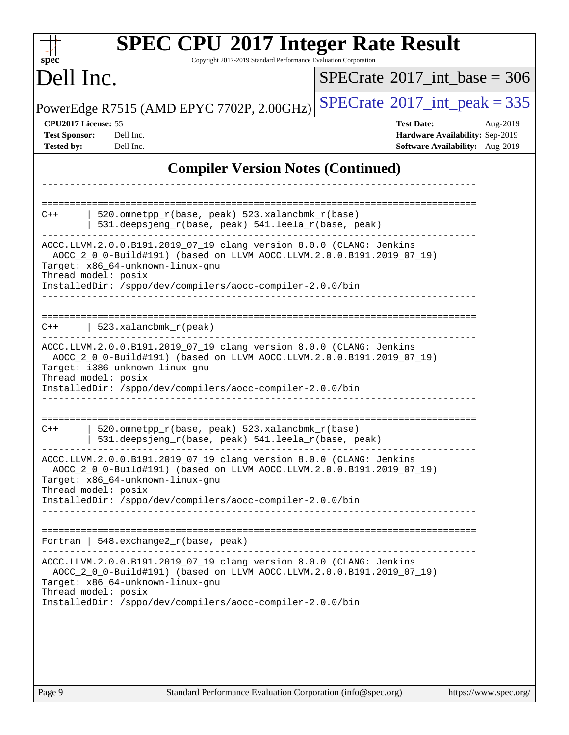# SPEC CPU 2017 Integer Rate Result

Copyright 2017-2019 Standard Performance Evaluation Corporation

## Dell Inc.

PowerEdge R7515 (AMD EPYC 7702P, 2.00GHz)

SPECrate 2017_int_base = 306

SPECrate 2017_int_peak = 335

**CPU2017 License:** 55
**Test Sponsor:** Dell Inc.
**Tested by:** Dell Inc.

**Test Date:** Aug-2019
**Hardware Availability:** Sep-2019
**Software Availability:** Aug-2019

## Compiler Version Notes (Continued)

```
------------------------------------------------------------------------------

==============================================================================
C++       | 520.omnetpp_r(base, peak) 523.xalancbmk_r(base)
          | 531.deepsjeng_r(base, peak) 541.leela_r(base, peak)
------------------------------------------------------------------------------
AOCC.LLVM.2.0.0.B191.2019_07_19 clang version 8.0.0 (CLANG: Jenkins
  AOCC_2_0_0-Build#191) (based on LLVM AOCC.LLVM.2.0.0.B191.2019_07_19)
Target: x86_64-unknown-linux-gnu
Thread model: posix
InstalledDir: /sppo/dev/compilers/aocc-compiler-2.0.0/bin
------------------------------------------------------------------------------

==============================================================================
C++       | 523.xalancbmk_r(peak)
------------------------------------------------------------------------------
AOCC.LLVM.2.0.0.B191.2019_07_19 clang version 8.0.0 (CLANG: Jenkins
  AOCC_2_0_0-Build#191) (based on LLVM AOCC.LLVM.2.0.0.B191.2019_07_19)
Target: i386-unknown-linux-gnu
Thread model: posix
InstalledDir: /sppo/dev/compilers/aocc-compiler-2.0.0/bin
------------------------------------------------------------------------------

==============================================================================
C++       | 520.omnetpp_r(base, peak) 523.xalancbmk_r(base)
          | 531.deepsjeng_r(base, peak) 541.leela_r(base, peak)
------------------------------------------------------------------------------
AOCC.LLVM.2.0.0.B191.2019_07_19 clang version 8.0.0 (CLANG: Jenkins
  AOCC_2_0_0-Build#191) (based on LLVM AOCC.LLVM.2.0.0.B191.2019_07_19)
Target: x86_64-unknown-linux-gnu
Thread model: posix
InstalledDir: /sppo/dev/compilers/aocc-compiler-2.0.0/bin
------------------------------------------------------------------------------

==============================================================================
Fortran | 548.exchange2_r(base, peak)
------------------------------------------------------------------------------
AOCC.LLVM.2.0.0.B191.2019_07_19 clang version 8.0.0 (CLANG: Jenkins
  AOCC_2_0_0-Build#191) (based on LLVM AOCC.LLVM.2.0.0.B191.2019_07_19)
Target: x86_64-unknown-linux-gnu
Thread model: posix
InstalledDir: /sppo/dev/compilers/aocc-compiler-2.0.0/bin
------------------------------------------------------------------------------
```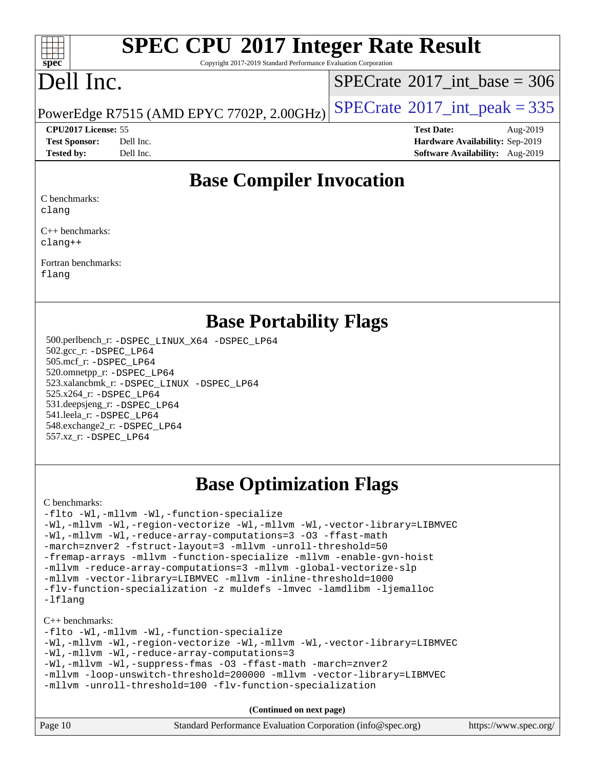# SPEC CPU 2017 Integer Rate Result

Copyright 2017-2019 Standard Performance Evaluation Corporation

# Dell Inc.

PowerEdge R7515 (AMD EPYC 7702P, 2.00GHz)

SPECrate 2017_int_base = 306

SPECrate 2017_int_peak = 335

**CPU2017 License:** 55
**Test Sponsor:** Dell Inc.
**Tested by:** Dell Inc.

**Test Date:** Aug-2019
**Hardware Availability:** Sep-2019
**Software Availability:** Aug-2019

## Base Compiler Invocation

C benchmarks:
clang

C++ benchmarks:
clang++

Fortran benchmarks:
flang

## Base Portability Flags

500.perlbench_r: -DSPEC_LINUX_X64 -DSPEC_LP64
502.gcc_r: -DSPEC_LP64
505.mcf_r: -DSPEC_LP64
520.omnetpp_r: -DSPEC_LP64
523.xalancbmk_r: -DSPEC_LINUX -DSPEC_LP64
525.x264_r: -DSPEC_LP64
531.deepsjeng_r: -DSPEC_LP64
541.leela_r: -DSPEC_LP64
548.exchange2_r: -DSPEC_LP64
557.xz_r: -DSPEC_LP64

## Base Optimization Flags

C benchmarks:

```
-flto -Wl,-mllvm -Wl,-function-specialize
-Wl,-mllvm -Wl,-region-vectorize -Wl,-mllvm -Wl,-vector-library=LIBMVEC
-Wl,-mllvm -Wl,-reduce-array-computations=3 -O3 -ffast-math
-march=znver2 -fstruct-layout=3 -mllvm -unroll-threshold=50
-fremap-arrays -mllvm -function-specialize -mllvm -enable-gvn-hoist
-mllvm -reduce-array-computations=3 -mllvm -global-vectorize-slp
-mllvm -vector-library=LIBMVEC -mllvm -inline-threshold=1000
-flv-function-specialization -z muldefs -lmvec -lamdlibm -ljemalloc
-lflang
```

C++ benchmarks:

```
-flto -Wl,-mllvm -Wl,-function-specialize
-Wl,-mllvm -Wl,-region-vectorize -Wl,-mllvm -Wl,-vector-library=LIBMVEC
-Wl,-mllvm -Wl,-reduce-array-computations=3
-Wl,-mllvm -Wl,-suppress-fmas -O3 -ffast-math -march=znver2
-mllvm -loop-unswitch-threshold=200000 -mllvm -vector-library=LIBMVEC
-mllvm -unroll-threshold=100 -flv-function-specialization
```

**(Continued on next page)**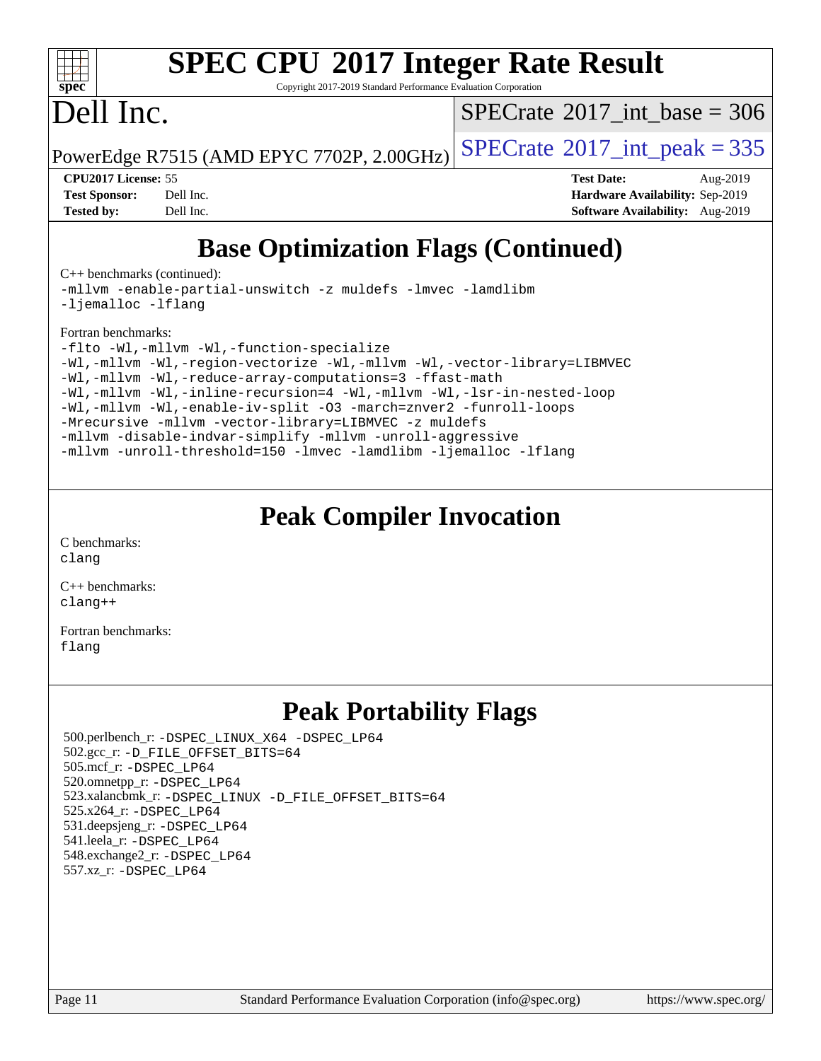# SPEC CPU 2017 Integer Rate Result

Copyright 2017-2019 Standard Performance Evaluation Corporation

# Dell Inc.

PowerEdge R7515 (AMD EPYC 7702P, 2.00GHz)

SPECrate 2017_int_base = 306

SPECrate 2017_int_peak = 335

**CPU2017 License:** 55
**Test Sponsor:** Dell Inc.
**Tested by:** Dell Inc.

**Test Date:** Aug-2019
**Hardware Availability:** Sep-2019
**Software Availability:** Aug-2019

## Base Optimization Flags (Continued)

C++ benchmarks (continued):

```
-mllvm -enable-partial-unswitch -z muldefs -lmvec -lamdlibm
-ljemalloc -lflang
```

Fortran benchmarks:

```
-flto -Wl,-mllvm -Wl,-function-specialize
-Wl,-mllvm -Wl,-region-vectorize -Wl,-mllvm -Wl,-vector-library=LIBMVEC
-Wl,-mllvm -Wl,-reduce-array-computations=3 -ffast-math
-Wl,-mllvm -Wl,-inline-recursion=4 -Wl,-mllvm -Wl,-lsr-in-nested-loop
-Wl,-mllvm -Wl,-enable-iv-split -O3 -march=znver2 -funroll-loops
-Mrecursive -mllvm -vector-library=LIBMVEC -z muldefs
-mllvm -disable-indvar-simplify -mllvm -unroll-aggressive
-mllvm -unroll-threshold=150 -lmvec -lamdlibm -ljemalloc -lflang
```

## Peak Compiler Invocation

C benchmarks:
clang

C++ benchmarks:
clang++

Fortran benchmarks:
flang

## Peak Portability Flags

500.perlbench_r: -DSPEC_LINUX_X64 -DSPEC_LP64
502.gcc_r: -D_FILE_OFFSET_BITS=64
505.mcf_r: -DSPEC_LP64
520.omnetpp_r: -DSPEC_LP64
523.xalancbmk_r: -DSPEC_LINUX -D_FILE_OFFSET_BITS=64
525.x264_r: -DSPEC_LP64
531.deepsjeng_r: -DSPEC_LP64
541.leela_r: -DSPEC_LP64
548.exchange2_r: -DSPEC_LP64
557.xz_r: -DSPEC_LP64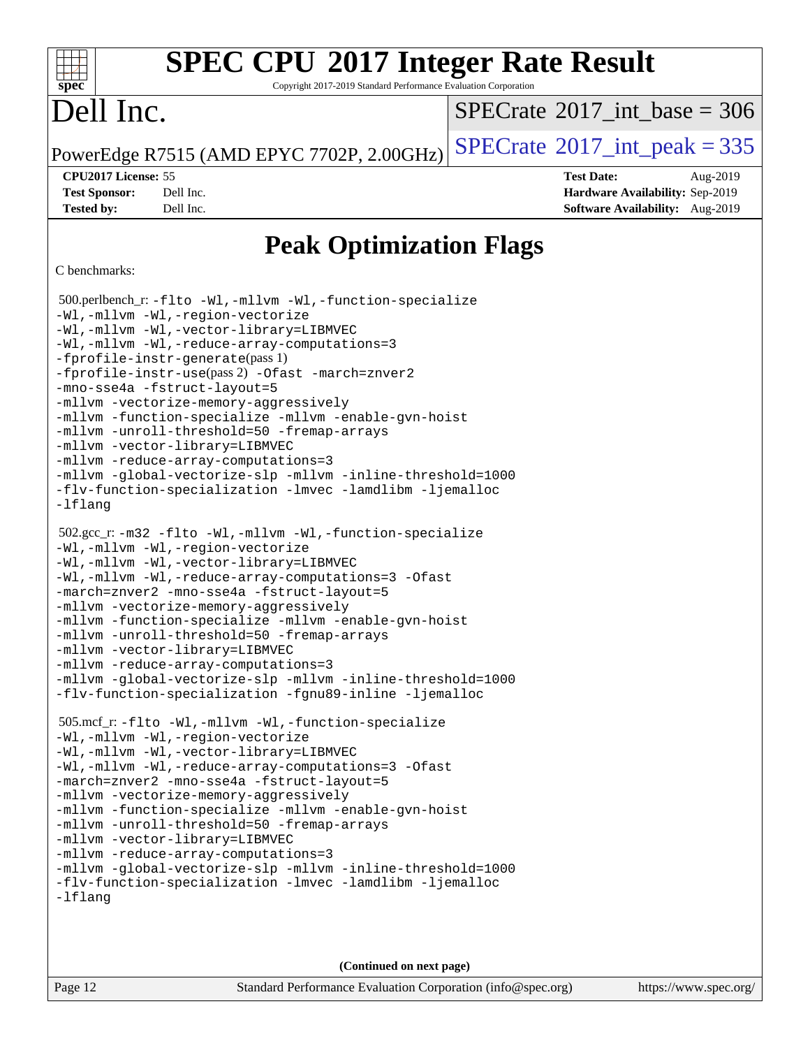# Peak Optimization Flags

C benchmarks:

500.perlbench_r: -flto -Wl,-mllvm -Wl,-function-specialize
-Wl,-mllvm -Wl,-region-vectorize
-Wl,-mllvm -Wl,-vector-library=LIBMVEC
-Wl,-mllvm -Wl,-reduce-array-computations=3
-fprofile-instr-generate(pass 1)
-fprofile-instr-use(pass 2) -Ofast -march=znver2
-mno-sse4a -fstruct-layout=5
-mllvm -vectorize-memory-aggressively
-mllvm -function-specialize -mllvm -enable-gvn-hoist
-mllvm -unroll-threshold=50 -fremap-arrays
-mllvm -vector-library=LIBMVEC
-mllvm -reduce-array-computations=3
-mllvm -global-vectorize-slp -mllvm -inline-threshold=1000
-flv-function-specialization -lmvec -lamdlibm -ljemalloc
-lflang

502.gcc_r: -m32 -flto -Wl,-mllvm -Wl,-function-specialize
-Wl,-mllvm -Wl,-region-vectorize
-Wl,-mllvm -Wl,-vector-library=LIBMVEC
-Wl,-mllvm -Wl,-reduce-array-computations=3 -Ofast
-march=znver2 -mno-sse4a -fstruct-layout=5
-mllvm -vectorize-memory-aggressively
-mllvm -function-specialize -mllvm -enable-gvn-hoist
-mllvm -unroll-threshold=50 -fremap-arrays
-mllvm -vector-library=LIBMVEC
-mllvm -reduce-array-computations=3
-mllvm -global-vectorize-slp -mllvm -inline-threshold=1000
-flv-function-specialization -fgnu89-inline -ljemalloc

505.mcf_r: -flto -Wl,-mllvm -Wl,-function-specialize
-Wl,-mllvm -Wl,-region-vectorize
-Wl,-mllvm -Wl,-vector-library=LIBMVEC
-Wl,-mllvm -Wl,-reduce-array-computations=3 -Ofast
-march=znver2 -mno-sse4a -fstruct-layout=5
-mllvm -vectorize-memory-aggressively
-mllvm -function-specialize -mllvm -enable-gvn-hoist
-mllvm -unroll-threshold=50 -fremap-arrays
-mllvm -vector-library=LIBMVEC
-mllvm -reduce-array-computations=3
-mllvm -global-vectorize-slp -mllvm -inline-threshold=1000
-flv-function-specialization -lmvec -lamdlibm -ljemalloc
-lflang

(Continued on next page)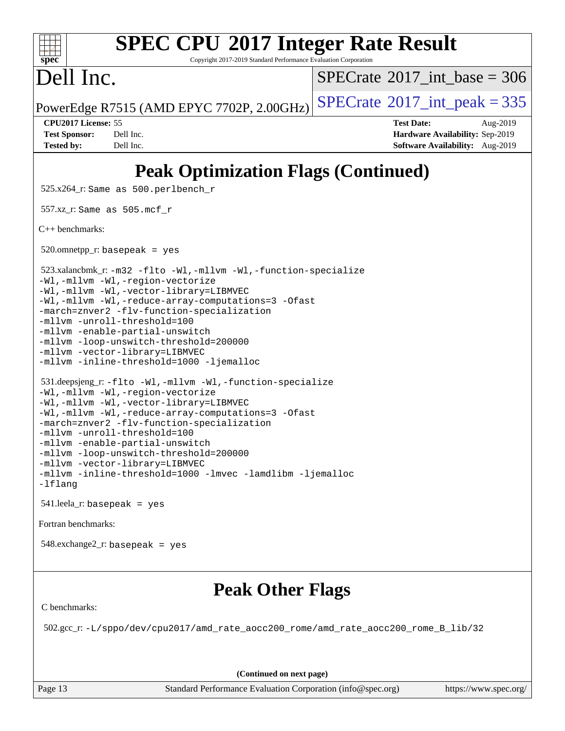# SPEC CPU 2017 Integer Rate Result

Copyright 2017-2019 Standard Performance Evaluation Corporation

# Dell Inc.

PowerEdge R7515 (AMD EPYC 7702P, 2.00GHz)

SPECrate 2017_int_base = 306

SPECrate 2017_int_peak = 335

| | | | |
|---|---|---|---|
| **CPU2017 License:** | 55 | **Test Date:** | Aug-2019 |
| **Test Sponsor:** | Dell Inc. | **Hardware Availability:** | Sep-2019 |
| **Tested by:** | Dell Inc. | **Software Availability:** | Aug-2019 |

## Peak Optimization Flags (Continued)

525.x264_r: `Same as 500.perlbench_r`

557.xz_r: `Same as 505.mcf_r`

C++ benchmarks:

520.omnetpp_r: `basepeak = yes`

523.xalancbmk_r:
```
-m32 -flto -Wl,-mllvm -Wl,-function-specialize
-Wl,-mllvm -Wl,-region-vectorize
-Wl,-mllvm -Wl,-vector-library=LIBMVEC
-Wl,-mllvm -Wl,-reduce-array-computations=3 -Ofast
-march=znver2 -flv-function-specialization
-mllvm -unroll-threshold=100
-mllvm -enable-partial-unswitch
-mllvm -loop-unswitch-threshold=200000
-mllvm -vector-library=LIBMVEC
-mllvm -inline-threshold=1000 -ljemalloc
```

531.deepsjeng_r:
```
-flto -Wl,-mllvm -Wl,-function-specialize
-Wl,-mllvm -Wl,-region-vectorize
-Wl,-mllvm -Wl,-vector-library=LIBMVEC
-Wl,-mllvm -Wl,-reduce-array-computations=3 -Ofast
-march=znver2 -flv-function-specialization
-mllvm -unroll-threshold=100
-mllvm -enable-partial-unswitch
-mllvm -loop-unswitch-threshold=200000
-mllvm -vector-library=LIBMVEC
-mllvm -inline-threshold=1000 -lmvec -lamdlibm -ljemalloc
-lflang
```

541.leela_r: `basepeak = yes`

Fortran benchmarks:

548.exchange2_r: `basepeak = yes`

## Peak Other Flags

C benchmarks:

502.gcc_r: `-L/sppo/dev/cpu2017/amd_rate_aocc200_rome/amd_rate_aocc200_rome_B_lib/32`

(Continued on next page)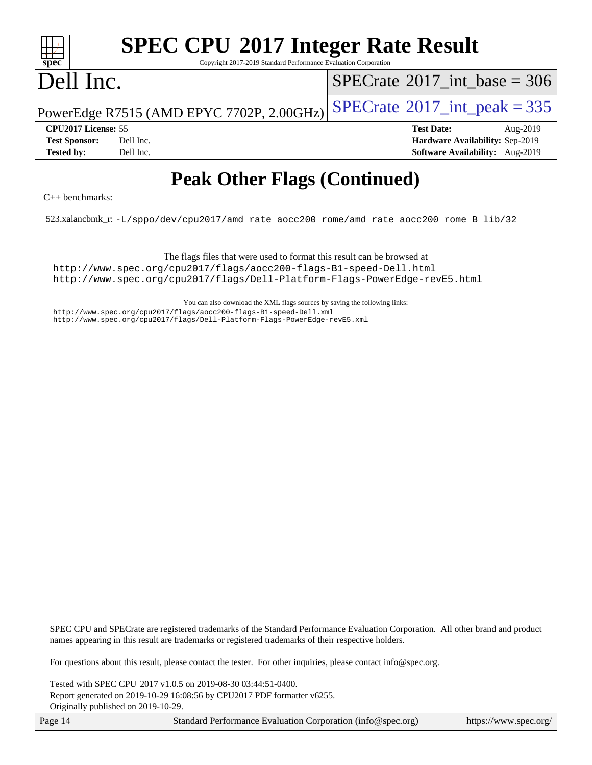# Peak Other Flags (Continued)

C++ benchmarks:

523.xalancbmk_r: `-L/sppo/dev/cpu2017/amd_rate_aocc200_rome/amd_rate_aocc200_rome_B_lib/32`

The flags files that were used to format this result can be browsed at
http://www.spec.org/cpu2017/flags/aocc200-flags-B1-speed-Dell.html
http://www.spec.org/cpu2017/flags/Dell-Platform-Flags-PowerEdge-revE5.html

You can also download the XML flags sources by saving the following links:
http://www.spec.org/cpu2017/flags/aocc200-flags-B1-speed-Dell.xml
http://www.spec.org/cpu2017/flags/Dell-Platform-Flags-PowerEdge-revE5.xml

SPEC CPU and SPECrate are registered trademarks of the Standard Performance Evaluation Corporation. All other brand and product names appearing in this result are trademarks or registered trademarks of their respective holders.

For questions about this result, please contact the tester. For other inquiries, please contact info@spec.org.

Tested with SPEC CPU 2017 v1.0.5 on 2019-08-30 03:44:51-0400.
Report generated on 2019-10-29 16:08:56 by CPU2017 PDF formatter v6255.
Originally published on 2019-10-29.